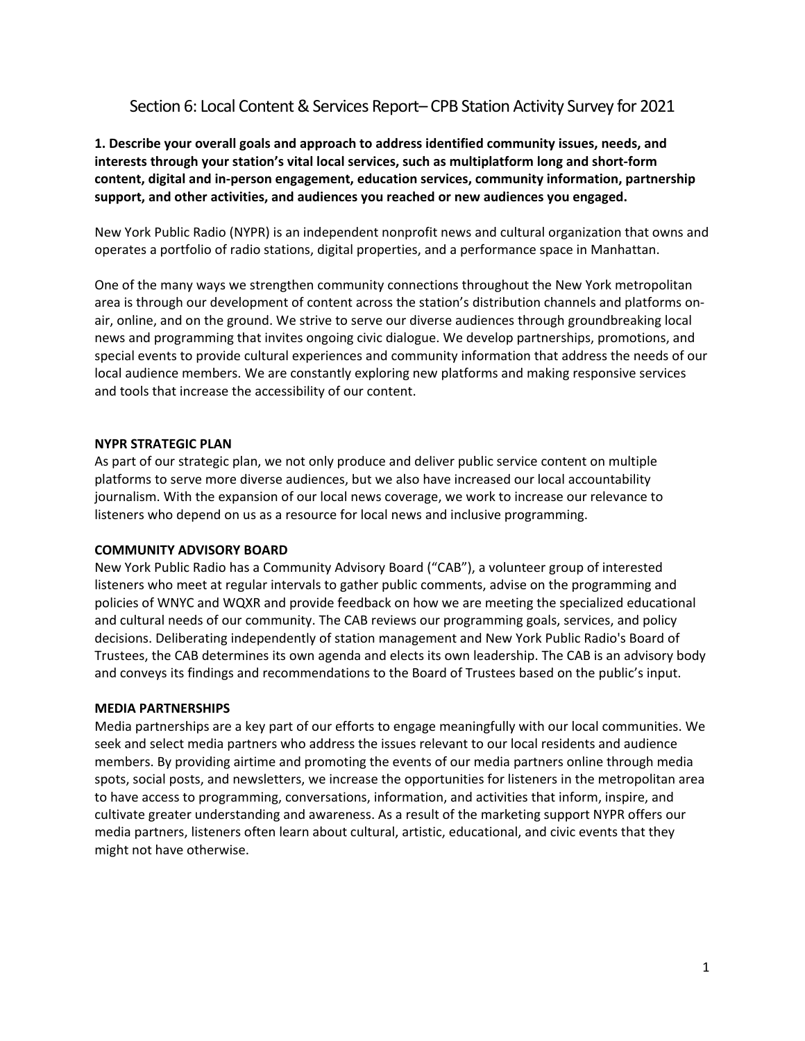# Section 6: Local Content & Services Report– CPB Station Activity Survey for 2021

**1. Describe your overall goals and approach to address identified community issues, needs, and interests through your station's vital local services, such as multiplatform long and short-form content, digital and in-person engagement, education services, community information, partnership support, and other activities, and audiences you reached or new audiences you engaged.**

New York Public Radio (NYPR) is an independent nonprofit news and cultural organization that owns and operates a portfolio of radio stations, digital properties, and a performance space in Manhattan.

One of the many ways we strengthen community connections throughout the New York metropolitan area is through our development of content across the station's distribution channels and platforms on-air, online, and on the ground. We strive to serve our diverse audiences through groundbreaking local news and programming that invites ongoing civic dialogue. We develop partnerships, promotions, and special events to provide cultural experiences and community information that address the needs of our local audience members. We are constantly exploring new platforms and making responsive services and tools that increase the accessibility of our content.

**NYPR STRATEGIC PLAN**

As part of our strategic plan, we not only produce and deliver public service content on multiple platforms to serve more diverse audiences, but we also have increased our local accountability journalism. With the expansion of our local news coverage, we work to increase our relevance to listeners who depend on us as a resource for local news and inclusive programming.

**COMMUNITY ADVISORY BOARD**

New York Public Radio has a Community Advisory Board ("CAB"), a volunteer group of interested listeners who meet at regular intervals to gather public comments, advise on the programming and policies of WNYC and WQXR and provide feedback on how we are meeting the specialized educational and cultural needs of our community. The CAB reviews our programming goals, services, and policy decisions. Deliberating independently of station management and New York Public Radio's Board of Trustees, the CAB determines its own agenda and elects its own leadership. The CAB is an advisory body and conveys its findings and recommendations to the Board of Trustees based on the public's input.

**MEDIA PARTNERSHIPS**

Media partnerships are a key part of our efforts to engage meaningfully with our local communities. We seek and select media partners who address the issues relevant to our local residents and audience members. By providing airtime and promoting the events of our media partners online through media spots, social posts, and newsletters, we increase the opportunities for listeners in the metropolitan area to have access to programming, conversations, information, and activities that inform, inspire, and cultivate greater understanding and awareness. As a result of the marketing support NYPR offers our media partners, listeners often learn about cultural, artistic, educational, and civic events that they might not have otherwise.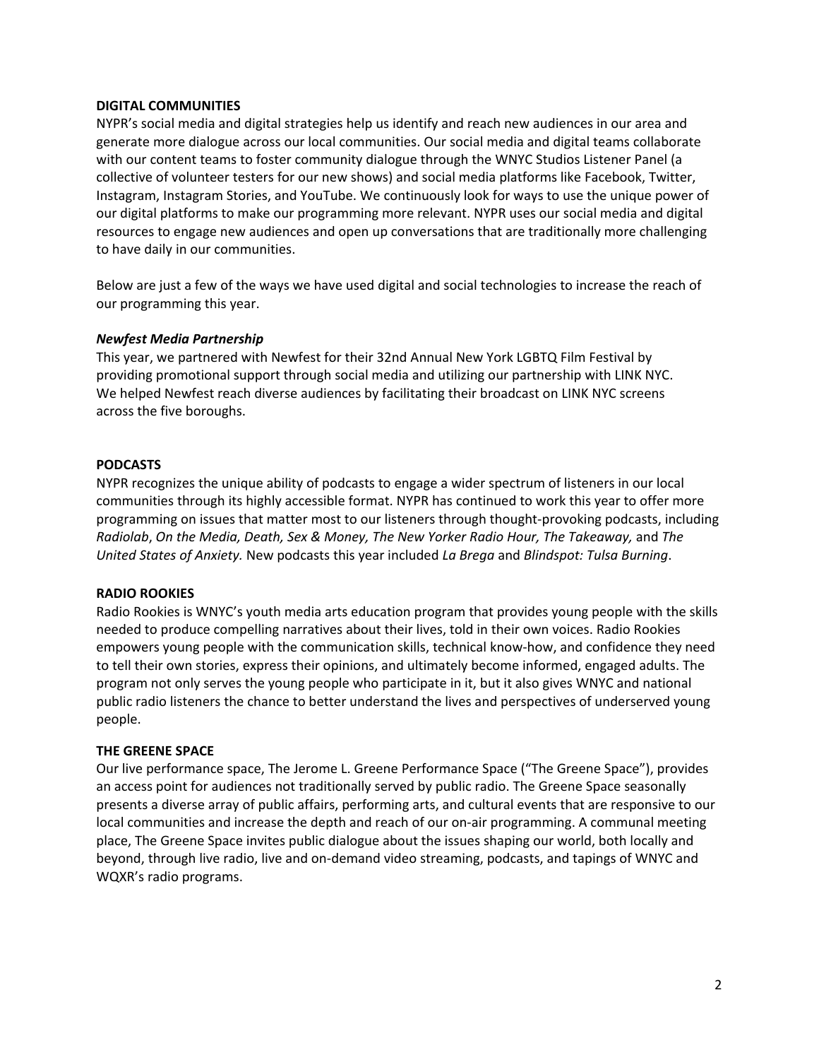## DIGITAL COMMUNITIES

NYPR's social media and digital strategies help us identify and reach new audiences in our area and generate more dialogue across our local communities. Our social media and digital teams collaborate with our content teams to foster community dialogue through the WNYC Studios Listener Panel (a collective of volunteer testers for our new shows) and social media platforms like Facebook, Twitter, Instagram, Instagram Stories, and YouTube. We continuously look for ways to use the unique power of our digital platforms to make our programming more relevant. NYPR uses our social media and digital resources to engage new audiences and open up conversations that are traditionally more challenging to have daily in our communities.

Below are just a few of the ways we have used digital and social technologies to increase the reach of our programming this year.

### *Newfest Media Partnership*

This year, we partnered with Newfest for their 32nd Annual New York LGBTQ Film Festival by providing promotional support through social media and utilizing our partnership with LINK NYC. We helped Newfest reach diverse audiences by facilitating their broadcast on LINK NYC screens across the five boroughs.

## PODCASTS

NYPR recognizes the unique ability of podcasts to engage a wider spectrum of listeners in our local communities through its highly accessible format. NYPR has continued to work this year to offer more programming on issues that matter most to our listeners through thought-provoking podcasts, including *Radiolab*, *On the Media, Death, Sex & Money, The New Yorker Radio Hour, The Takeaway,* and *The United States of Anxiety.* New podcasts this year included *La Brega* and *Blindspot: Tulsa Burning*.

## RADIO ROOKIES

Radio Rookies is WNYC's youth media arts education program that provides young people with the skills needed to produce compelling narratives about their lives, told in their own voices. Radio Rookies empowers young people with the communication skills, technical know-how, and confidence they need to tell their own stories, express their opinions, and ultimately become informed, engaged adults. The program not only serves the young people who participate in it, but it also gives WNYC and national public radio listeners the chance to better understand the lives and perspectives of underserved young people.

## THE GREENE SPACE

Our live performance space, The Jerome L. Greene Performance Space ("The Greene Space"), provides an access point for audiences not traditionally served by public radio. The Greene Space seasonally presents a diverse array of public affairs, performing arts, and cultural events that are responsive to our local communities and increase the depth and reach of our on-air programming. A communal meeting place, The Greene Space invites public dialogue about the issues shaping our world, both locally and beyond, through live radio, live and on-demand video streaming, podcasts, and tapings of WNYC and WQXR's radio programs.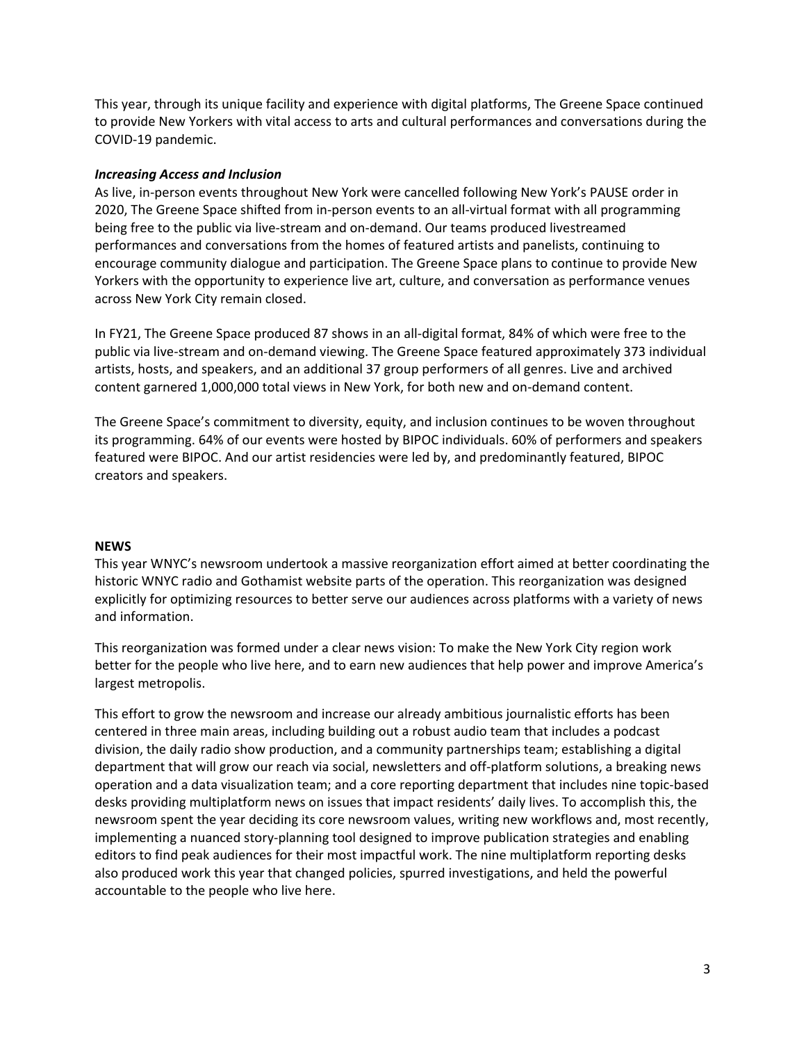This year, through its unique facility and experience with digital platforms, The Greene Space continued to provide New Yorkers with vital access to arts and cultural performances and conversations during the COVID-19 pandemic.

***Increasing Access and Inclusion***

As live, in-person events throughout New York were cancelled following New York's PAUSE order in 2020, The Greene Space shifted from in-person events to an all-virtual format with all programming being free to the public via live-stream and on-demand. Our teams produced livestreamed performances and conversations from the homes of featured artists and panelists, continuing to encourage community dialogue and participation. The Greene Space plans to continue to provide New Yorkers with the opportunity to experience live art, culture, and conversation as performance venues across New York City remain closed.

In FY21, The Greene Space produced 87 shows in an all-digital format, 84% of which were free to the public via live-stream and on-demand viewing. The Greene Space featured approximately 373 individual artists, hosts, and speakers, and an additional 37 group performers of all genres. Live and archived content garnered 1,000,000 total views in New York, for both new and on-demand content.

The Greene Space's commitment to diversity, equity, and inclusion continues to be woven throughout its programming. 64% of our events were hosted by BIPOC individuals. 60% of performers and speakers featured were BIPOC. And our artist residencies were led by, and predominantly featured, BIPOC creators and speakers.

## NEWS

This year WNYC's newsroom undertook a massive reorganization effort aimed at better coordinating the historic WNYC radio and Gothamist website parts of the operation. This reorganization was designed explicitly for optimizing resources to better serve our audiences across platforms with a variety of news and information.

This reorganization was formed under a clear news vision: To make the New York City region work better for the people who live here, and to earn new audiences that help power and improve America's largest metropolis.

This effort to grow the newsroom and increase our already ambitious journalistic efforts has been centered in three main areas, including building out a robust audio team that includes a podcast division, the daily radio show production, and a community partnerships team; establishing a digital department that will grow our reach via social, newsletters and off-platform solutions, a breaking news operation and a data visualization team; and a core reporting department that includes nine topic-based desks providing multiplatform news on issues that impact residents' daily lives. To accomplish this, the newsroom spent the year deciding its core newsroom values, writing new workflows and, most recently, implementing a nuanced story-planning tool designed to improve publication strategies and enabling editors to find peak audiences for their most impactful work. The nine multiplatform reporting desks also produced work this year that changed policies, spurred investigations, and held the powerful accountable to the people who live here.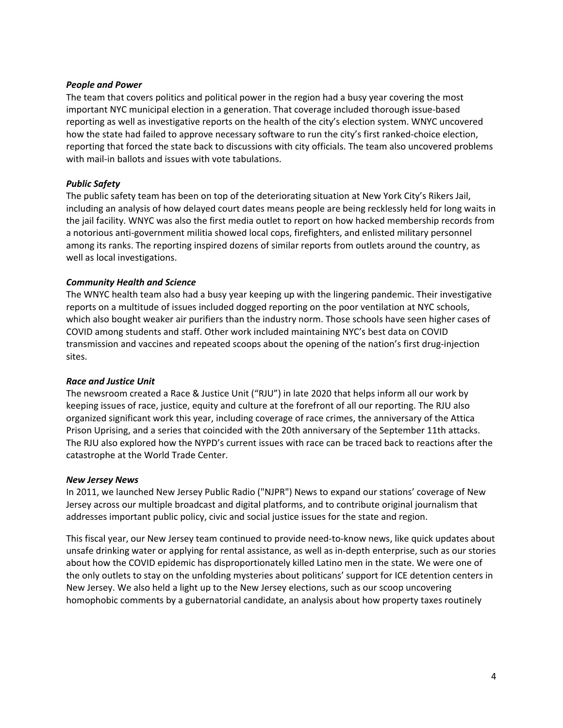***People and Power***
The team that covers politics and political power in the region had a busy year covering the most important NYC municipal election in a generation. That coverage included thorough issue-based reporting as well as investigative reports on the health of the city's election system. WNYC uncovered how the state had failed to approve necessary software to run the city's first ranked-choice election, reporting that forced the state back to discussions with city officials. The team also uncovered problems with mail-in ballots and issues with vote tabulations.

***Public Safety***
The public safety team has been on top of the deteriorating situation at New York City's Rikers Jail, including an analysis of how delayed court dates means people are being recklessly held for long waits in the jail facility. WNYC was also the first media outlet to report on how hacked membership records from a notorious anti-government militia showed local cops, firefighters, and enlisted military personnel among its ranks. The reporting inspired dozens of similar reports from outlets around the country, as well as local investigations.

***Community Health and Science***
The WNYC health team also had a busy year keeping up with the lingering pandemic. Their investigative reports on a multitude of issues included dogged reporting on the poor ventilation at NYC schools, which also bought weaker air purifiers than the industry norm. Those schools have seen higher cases of COVID among students and staff. Other work included maintaining NYC's best data on COVID transmission and vaccines and repeated scoops about the opening of the nation's first drug-injection sites.

***Race and Justice Unit***
The newsroom created a Race & Justice Unit ("RJU") in late 2020 that helps inform all our work by keeping issues of race, justice, equity and culture at the forefront of all our reporting. The RJU also organized significant work this year, including coverage of race crimes, the anniversary of the Attica Prison Uprising, and a series that coincided with the 20th anniversary of the September 11th attacks. The RJU also explored how the NYPD's current issues with race can be traced back to reactions after the catastrophe at the World Trade Center.

***New Jersey News***
In 2011, we launched New Jersey Public Radio ("NJPR") News to expand our stations' coverage of New Jersey across our multiple broadcast and digital platforms, and to contribute original journalism that addresses important public policy, civic and social justice issues for the state and region.

This fiscal year, our New Jersey team continued to provide need-to-know news, like quick updates about unsafe drinking water or applying for rental assistance, as well as in-depth enterprise, such as our stories about how the COVID epidemic has disproportionately killed Latino men in the state. We were one of the only outlets to stay on the unfolding mysteries about politicans' support for ICE detention centers in New Jersey. We also held a light up to the New Jersey elections, such as our scoop uncovering homophobic comments by a gubernatorial candidate, an analysis about how property taxes routinely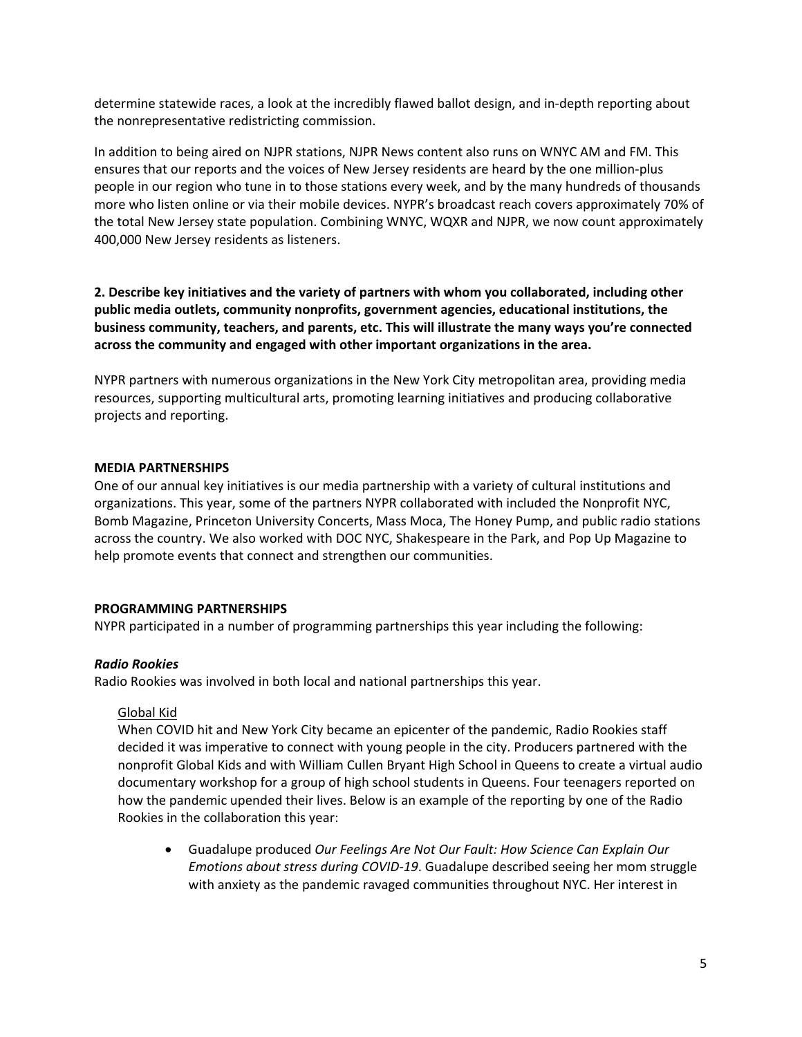determine statewide races, a look at the incredibly flawed ballot design, and in-depth reporting about the nonrepresentative redistricting commission.

In addition to being aired on NJPR stations, NJPR News content also runs on WNYC AM and FM. This ensures that our reports and the voices of New Jersey residents are heard by the one million-plus people in our region who tune in to those stations every week, and by the many hundreds of thousands more who listen online or via their mobile devices. NYPR's broadcast reach covers approximately 70% of the total New Jersey state population. Combining WNYC, WQXR and NJPR, we now count approximately 400,000 New Jersey residents as listeners.

**2. Describe key initiatives and the variety of partners with whom you collaborated, including other public media outlets, community nonprofits, government agencies, educational institutions, the business community, teachers, and parents, etc. This will illustrate the many ways you're connected across the community and engaged with other important organizations in the area.**

NYPR partners with numerous organizations in the New York City metropolitan area, providing media resources, supporting multicultural arts, promoting learning initiatives and producing collaborative projects and reporting.

**MEDIA PARTNERSHIPS**

One of our annual key initiatives is our media partnership with a variety of cultural institutions and organizations. This year, some of the partners NYPR collaborated with included the Nonprofit NYC, Bomb Magazine, Princeton University Concerts, Mass Moca, The Honey Pump, and public radio stations across the country. We also worked with DOC NYC, Shakespeare in the Park, and Pop Up Magazine to help promote events that connect and strengthen our communities.

**PROGRAMMING PARTNERSHIPS**

NYPR participated in a number of programming partnerships this year including the following:

***Radio Rookies***

Radio Rookies was involved in both local and national partnerships this year.

Global Kid

When COVID hit and New York City became an epicenter of the pandemic, Radio Rookies staff decided it was imperative to connect with young people in the city. Producers partnered with the nonprofit Global Kids and with William Cullen Bryant High School in Queens to create a virtual audio documentary workshop for a group of high school students in Queens. Four teenagers reported on how the pandemic upended their lives. Below is an example of the reporting by one of the Radio Rookies in the collaboration this year:

- Guadalupe produced *Our Feelings Are Not Our Fault: How Science Can Explain Our Emotions about stress during COVID-19*. Guadalupe described seeing her mom struggle with anxiety as the pandemic ravaged communities throughout NYC. Her interest in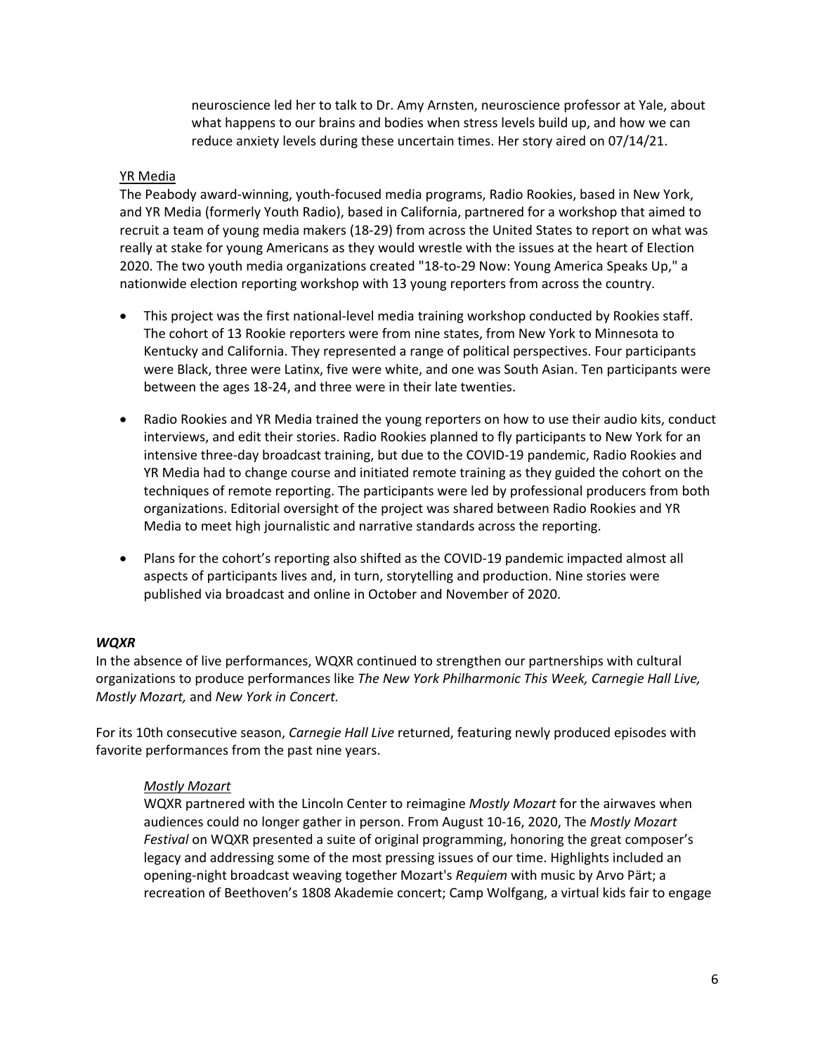neuroscience led her to talk to Dr. Amy Arnsten, neuroscience professor at Yale, about what happens to our brains and bodies when stress levels build up, and how we can reduce anxiety levels during these uncertain times. Her story aired on 07/14/21.

<u>YR Media</u>

The Peabody award-winning, youth-focused media programs, Radio Rookies, based in New York, and YR Media (formerly Youth Radio), based in California, partnered for a workshop that aimed to recruit a team of young media makers (18-29) from across the United States to report on what was really at stake for young Americans as they would wrestle with the issues at the heart of Election 2020. The two youth media organizations created "18-to-29 Now: Young America Speaks Up," a nationwide election reporting workshop with 13 young reporters from across the country.

- This project was the first national-level media training workshop conducted by Rookies staff. The cohort of 13 Rookie reporters were from nine states, from New York to Minnesota to Kentucky and California. They represented a range of political perspectives. Four participants were Black, three were Latinx, five were white, and one was South Asian. Ten participants were between the ages 18-24, and three were in their late twenties.

- Radio Rookies and YR Media trained the young reporters on how to use their audio kits, conduct interviews, and edit their stories. Radio Rookies planned to fly participants to New York for an intensive three-day broadcast training, but due to the COVID-19 pandemic, Radio Rookies and YR Media had to change course and initiated remote training as they guided the cohort on the techniques of remote reporting. The participants were led by professional producers from both organizations. Editorial oversight of the project was shared between Radio Rookies and YR Media to meet high journalistic and narrative standards across the reporting.

- Plans for the cohort's reporting also shifted as the COVID-19 pandemic impacted almost all aspects of participants lives and, in turn, storytelling and production. Nine stories were published via broadcast and online in October and November of 2020.

### ***WQXR***

In the absence of live performances, WQXR continued to strengthen our partnerships with cultural organizations to produce performances like *The New York Philharmonic This Week, Carnegie Hall Live, Mostly Mozart,* and *New York in Concert.*

For its 10th consecutive season, *Carnegie Hall Live* returned, featuring newly produced episodes with favorite performances from the past nine years.

<u>*Mostly Mozart*</u>

WQXR partnered with the Lincoln Center to reimagine *Mostly Mozart* for the airwaves when audiences could no longer gather in person. From August 10-16, 2020, The *Mostly Mozart Festival* on WQXR presented a suite of original programming, honoring the great composer's legacy and addressing some of the most pressing issues of our time. Highlights included an opening-night broadcast weaving together Mozart's *Requiem* with music by Arvo Pärt; a recreation of Beethoven's 1808 Akademie concert; Camp Wolfgang, a virtual kids fair to engage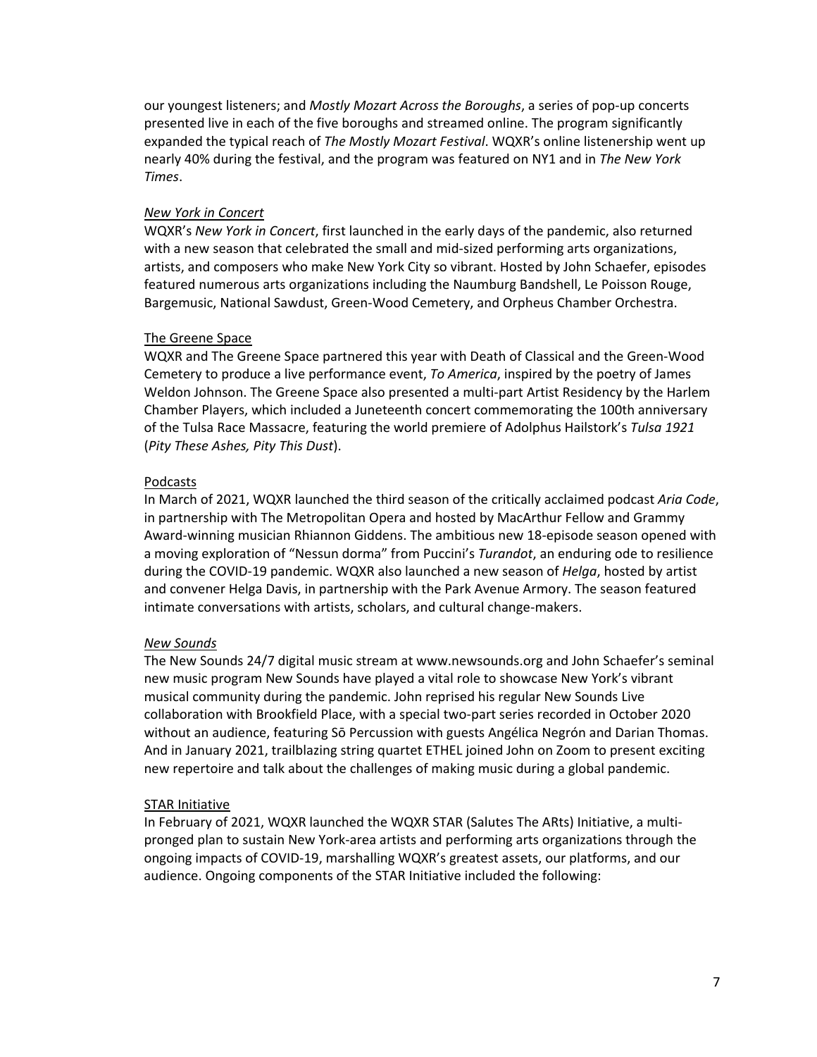our youngest listeners; and *Mostly Mozart Across the Boroughs*, a series of pop-up concerts presented live in each of the five boroughs and streamed online. The program significantly expanded the typical reach of *The Mostly Mozart Festival*. WQXR's online listenership went up nearly 40% during the festival, and the program was featured on NY1 and in *The New York Times*.

*New York in Concert*

WQXR's *New York in Concert*, first launched in the early days of the pandemic, also returned with a new season that celebrated the small and mid-sized performing arts organizations, artists, and composers who make New York City so vibrant. Hosted by John Schaefer, episodes featured numerous arts organizations including the Naumburg Bandshell, Le Poisson Rouge, Bargemusic, National Sawdust, Green-Wood Cemetery, and Orpheus Chamber Orchestra.

The Greene Space

WQXR and The Greene Space partnered this year with Death of Classical and the Green-Wood Cemetery to produce a live performance event, *To America*, inspired by the poetry of James Weldon Johnson. The Greene Space also presented a multi-part Artist Residency by the Harlem Chamber Players, which included a Juneteenth concert commemorating the 100th anniversary of the Tulsa Race Massacre, featuring the world premiere of Adolphus Hailstork's *Tulsa 1921* (*Pity These Ashes, Pity This Dust*).

Podcasts

In March of 2021, WQXR launched the third season of the critically acclaimed podcast *Aria Code*, in partnership with The Metropolitan Opera and hosted by MacArthur Fellow and Grammy Award-winning musician Rhiannon Giddens. The ambitious new 18-episode season opened with a moving exploration of "Nessun dorma" from Puccini's *Turandot*, an enduring ode to resilience during the COVID-19 pandemic. WQXR also launched a new season of *Helga*, hosted by artist and convener Helga Davis, in partnership with the Park Avenue Armory. The season featured intimate conversations with artists, scholars, and cultural change-makers.

*New Sounds*

The New Sounds 24/7 digital music stream at www.newsounds.org and John Schaefer's seminal new music program New Sounds have played a vital role to showcase New York's vibrant musical community during the pandemic. John reprised his regular New Sounds Live collaboration with Brookfield Place, with a special two-part series recorded in October 2020 without an audience, featuring Sō Percussion with guests Angélica Negrón and Darian Thomas. And in January 2021, trailblazing string quartet ETHEL joined John on Zoom to present exciting new repertoire and talk about the challenges of making music during a global pandemic.

STAR Initiative

In February of 2021, WQXR launched the WQXR STAR (Salutes The ARts) Initiative, a multi-pronged plan to sustain New York-area artists and performing arts organizations through the ongoing impacts of COVID-19, marshalling WQXR's greatest assets, our platforms, and our audience. Ongoing components of the STAR Initiative included the following: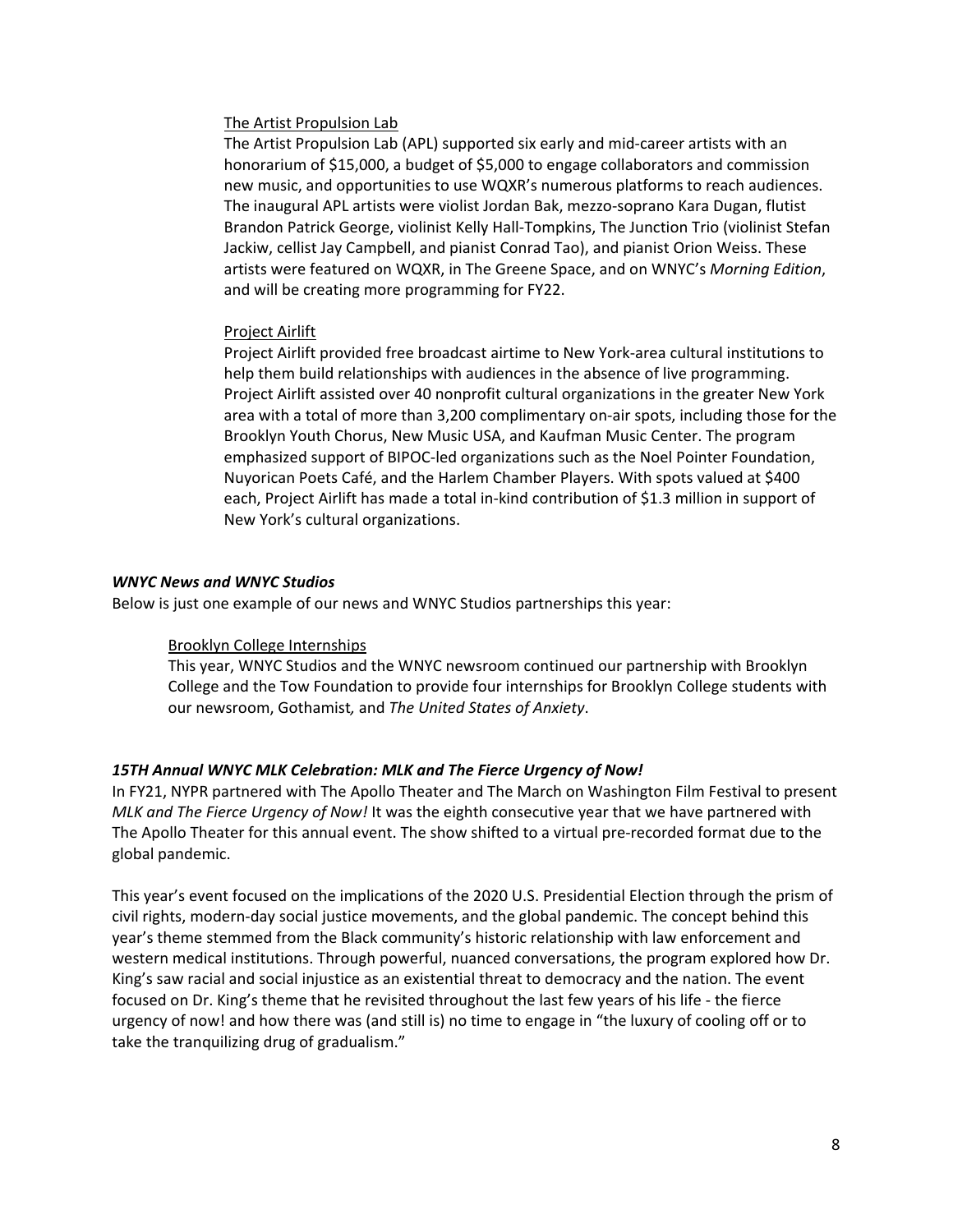The Artist Propulsion Lab

The Artist Propulsion Lab (APL) supported six early and mid-career artists with an honorarium of $15,000, a budget of $5,000 to engage collaborators and commission new music, and opportunities to use WQXR's numerous platforms to reach audiences. The inaugural APL artists were violist Jordan Bak, mezzo-soprano Kara Dugan, flutist Brandon Patrick George, violinist Kelly Hall-Tompkins, The Junction Trio (violinist Stefan Jackiw, cellist Jay Campbell, and pianist Conrad Tao), and pianist Orion Weiss. These artists were featured on WQXR, in The Greene Space, and on WNYC's *Morning Edition*, and will be creating more programming for FY22.

Project Airlift

Project Airlift provided free broadcast airtime to New York-area cultural institutions to help them build relationships with audiences in the absence of live programming. Project Airlift assisted over 40 nonprofit cultural organizations in the greater New York area with a total of more than 3,200 complimentary on-air spots, including those for the Brooklyn Youth Chorus, New Music USA, and Kaufman Music Center. The program emphasized support of BIPOC-led organizations such as the Noel Pointer Foundation, Nuyorican Poets Café, and the Harlem Chamber Players. With spots valued at $400 each, Project Airlift has made a total in-kind contribution of $1.3 million in support of New York's cultural organizations.

***WNYC News and WNYC Studios***

Below is just one example of our news and WNYC Studios partnerships this year:

Brooklyn College Internships

This year, WNYC Studios and the WNYC newsroom continued our partnership with Brooklyn College and the Tow Foundation to provide four internships for Brooklyn College students with our newsroom, Gothamist*,* and *The United States of Anxiety*.

***15TH Annual WNYC MLK Celebration: MLK and The Fierce Urgency of Now!***

In FY21, NYPR partnered with The Apollo Theater and The March on Washington Film Festival to present *MLK and The Fierce Urgency of Now!* It was the eighth consecutive year that we have partnered with The Apollo Theater for this annual event. The show shifted to a virtual pre-recorded format due to the global pandemic.

This year's event focused on the implications of the 2020 U.S. Presidential Election through the prism of civil rights, modern-day social justice movements, and the global pandemic. The concept behind this year's theme stemmed from the Black community's historic relationship with law enforcement and western medical institutions. Through powerful, nuanced conversations, the program explored how Dr. King's saw racial and social injustice as an existential threat to democracy and the nation. The event focused on Dr. King's theme that he revisited throughout the last few years of his life - the fierce urgency of now! and how there was (and still is) no time to engage in "the luxury of cooling off or to take the tranquilizing drug of gradualism."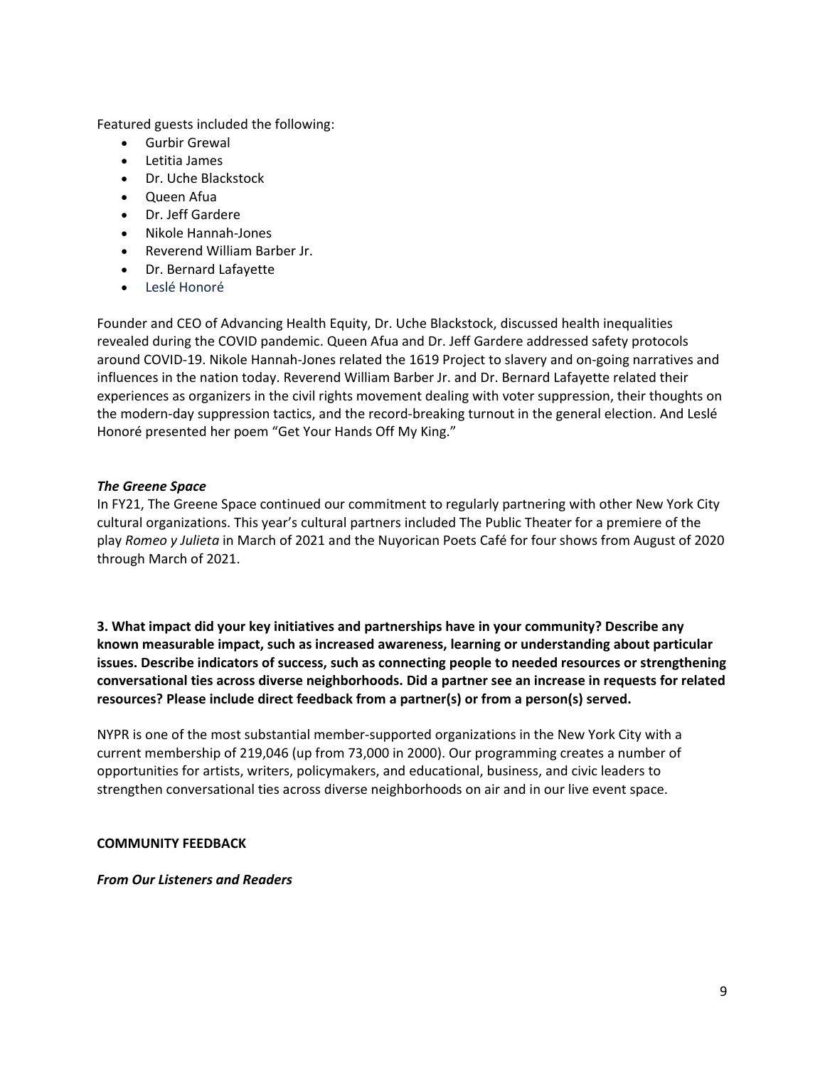Featured guests included the following:

- Gurbir Grewal
- Letitia James
- Dr. Uche Blackstock
- Queen Afua
- Dr. Jeff Gardere
- Nikole Hannah-Jones
- Reverend William Barber Jr.
- Dr. Bernard Lafayette
- Leslé Honoré

Founder and CEO of Advancing Health Equity, Dr. Uche Blackstock, discussed health inequalities revealed during the COVID pandemic. Queen Afua and Dr. Jeff Gardere addressed safety protocols around COVID-19. Nikole Hannah-Jones related the 1619 Project to slavery and on-going narratives and influences in the nation today. Reverend William Barber Jr. and Dr. Bernard Lafayette related their experiences as organizers in the civil rights movement dealing with voter suppression, their thoughts on the modern-day suppression tactics, and the record-breaking turnout in the general election. And Leslé Honoré presented her poem "Get Your Hands Off My King."

***The Greene Space***

In FY21, The Greene Space continued our commitment to regularly partnering with other New York City cultural organizations. This year's cultural partners included The Public Theater for a premiere of the play *Romeo y Julieta* in March of 2021 and the Nuyorican Poets Café for four shows from August of 2020 through March of 2021.

**3. What impact did your key initiatives and partnerships have in your community? Describe any known measurable impact, such as increased awareness, learning or understanding about particular issues. Describe indicators of success, such as connecting people to needed resources or strengthening conversational ties across diverse neighborhoods. Did a partner see an increase in requests for related resources? Please include direct feedback from a partner(s) or from a person(s) served.**

NYPR is one of the most substantial member-supported organizations in the New York City with a current membership of 219,046 (up from 73,000 in 2000). Our programming creates a number of opportunities for artists, writers, policymakers, and educational, business, and civic leaders to strengthen conversational ties across diverse neighborhoods on air and in our live event space.

**COMMUNITY FEEDBACK**

***From Our Listeners and Readers***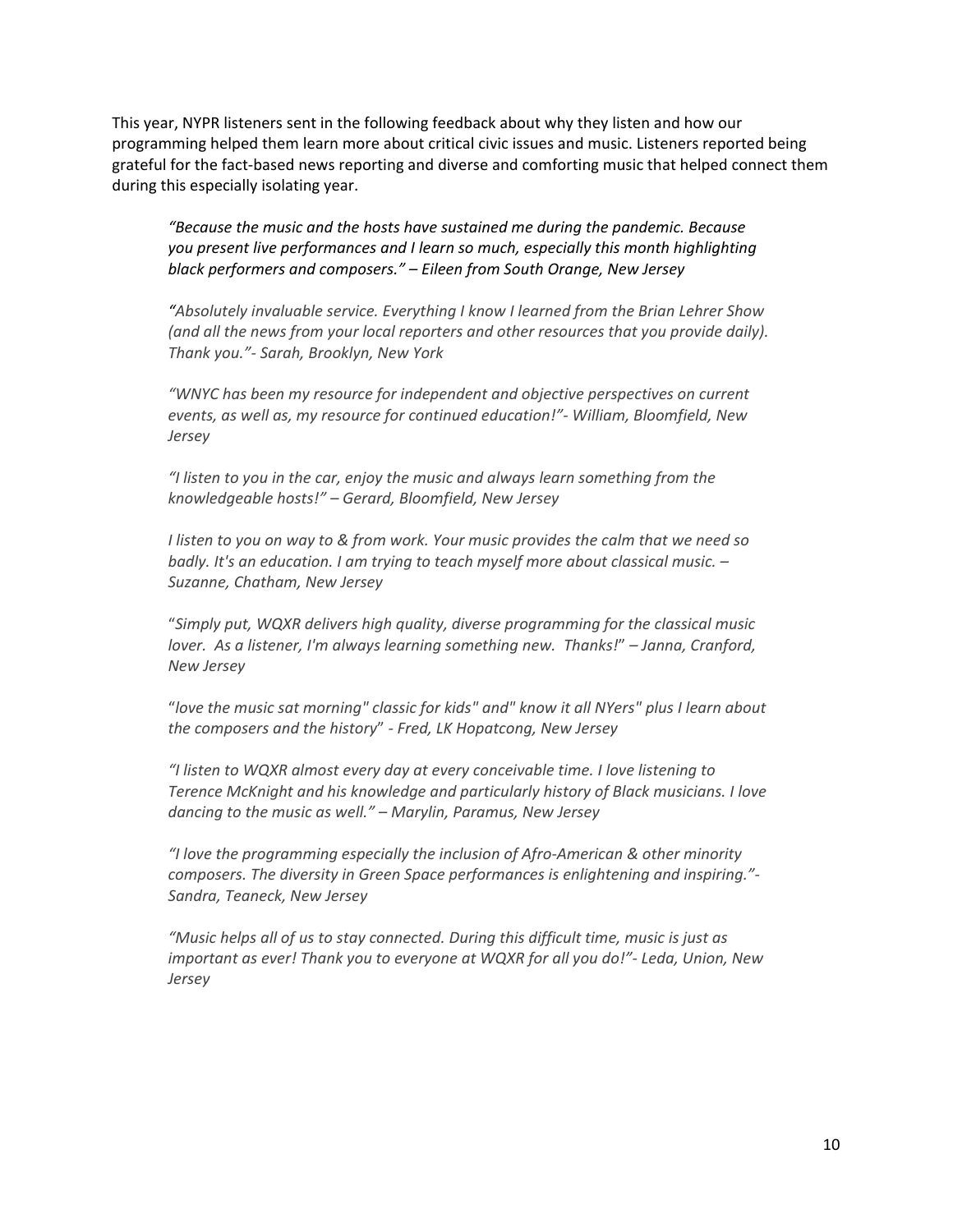This year, NYPR listeners sent in the following feedback about why they listen and how our programming helped them learn more about critical civic issues and music. Listeners reported being grateful for the fact-based news reporting and diverse and comforting music that helped connect them during this especially isolating year.

> *"Because the music and the hosts have sustained me during the pandemic. Because you present live performances and I learn so much, especially this month highlighting black performers and composers." – Eileen from South Orange, New Jersey*

> *"Absolutely invaluable service. Everything I know I learned from the Brian Lehrer Show (and all the news from your local reporters and other resources that you provide daily). Thank you."- Sarah, Brooklyn, New York*

> *"WNYC has been my resource for independent and objective perspectives on current events, as well as, my resource for continued education!"- William, Bloomfield, New Jersey*

> *"I listen to you in the car, enjoy the music and always learn something from the knowledgeable hosts!" – Gerard, Bloomfield, New Jersey*

> *I listen to you on way to & from work. Your music provides the calm that we need so badly. It's an education. I am trying to teach myself more about classical music. – Suzanne, Chatham, New Jersey*

> "*Simply put, WQXR delivers high quality, diverse programming for the classical music lover. As a listener, I'm always learning something new. Thanks!*" *– Janna, Cranford, New Jersey*

> "*love the music sat morning" classic for kids" and" know it all NYers" plus I learn about the composers and the history*" *- Fred, LK Hopatcong, New Jersey*

> *"I listen to WQXR almost every day at every conceivable time. I love listening to Terence McKnight and his knowledge and particularly history of Black musicians. I love dancing to the music as well." – Marylin, Paramus, New Jersey*

> *"I love the programming especially the inclusion of Afro-American & other minority composers. The diversity in Green Space performances is enlightening and inspiring."- Sandra, Teaneck, New Jersey*

> *"Music helps all of us to stay connected. During this difficult time, music is just as important as ever! Thank you to everyone at WQXR for all you do!"- Leda, Union, New Jersey*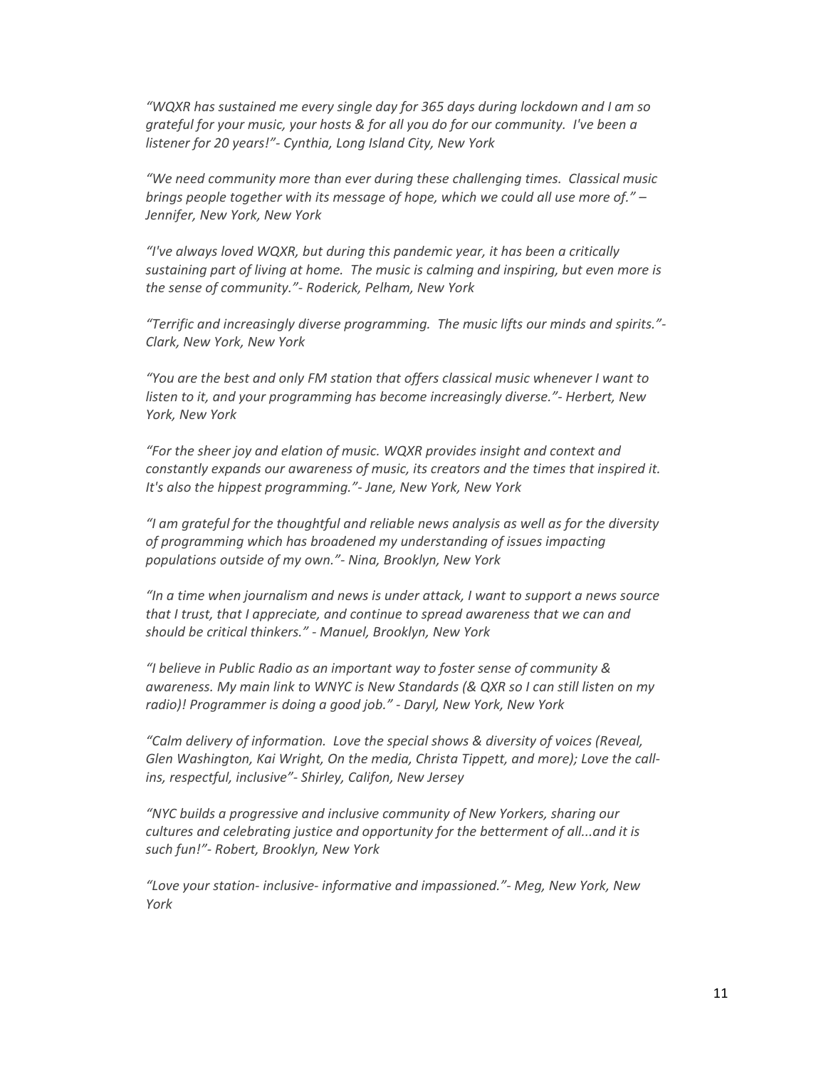*"WQXR has sustained me every single day for 365 days during lockdown and I am so grateful for your music, your hosts & for all you do for our community. I've been a listener for 20 years!"- Cynthia, Long Island City, New York*

*"We need community more than ever during these challenging times. Classical music brings people together with its message of hope, which we could all use more of." – Jennifer, New York, New York*

*"I've always loved WQXR, but during this pandemic year, it has been a critically sustaining part of living at home. The music is calming and inspiring, but even more is the sense of community."- Roderick, Pelham, New York*

*"Terrific and increasingly diverse programming. The music lifts our minds and spirits."- Clark, New York, New York*

*"You are the best and only FM station that offers classical music whenever I want to listen to it, and your programming has become increasingly diverse."- Herbert, New York, New York*

*"For the sheer joy and elation of music. WQXR provides insight and context and constantly expands our awareness of music, its creators and the times that inspired it. It's also the hippest programming."- Jane, New York, New York*

*"I am grateful for the thoughtful and reliable news analysis as well as for the diversity of programming which has broadened my understanding of issues impacting populations outside of my own."- Nina, Brooklyn, New York*

*"In a time when journalism and news is under attack, I want to support a news source that I trust, that I appreciate, and continue to spread awareness that we can and should be critical thinkers." - Manuel, Brooklyn, New York*

*"I believe in Public Radio as an important way to foster sense of community & awareness. My main link to WNYC is New Standards (& QXR so I can still listen on my radio)! Programmer is doing a good job." - Daryl, New York, New York*

*"Calm delivery of information. Love the special shows & diversity of voices (Reveal, Glen Washington, Kai Wright, On the media, Christa Tippett, and more); Love the call-ins, respectful, inclusive"- Shirley, Califon, New Jersey*

*"NYC builds a progressive and inclusive community of New Yorkers, sharing our cultures and celebrating justice and opportunity for the betterment of all...and it is such fun!"- Robert, Brooklyn, New York*

*"Love your station- inclusive- informative and impassioned."- Meg, New York, New York*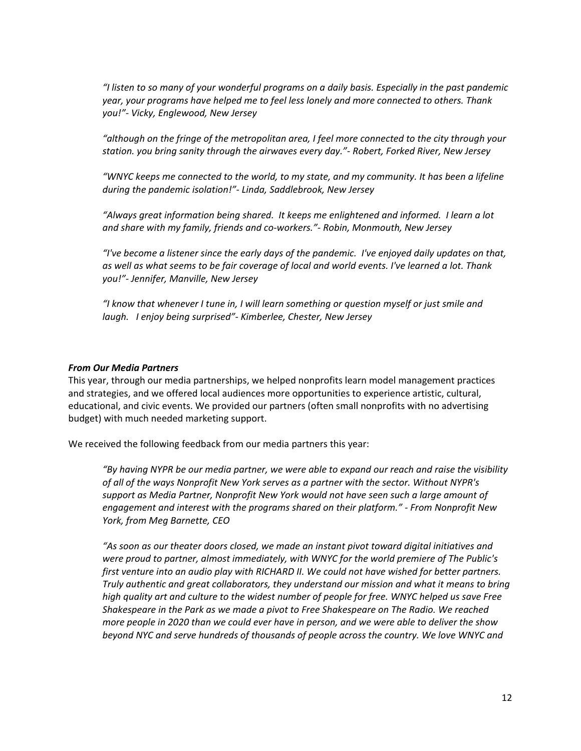*"I listen to so many of your wonderful programs on a daily basis. Especially in the past pandemic year, your programs have helped me to feel less lonely and more connected to others. Thank you!"- Vicky, Englewood, New Jersey*

*"although on the fringe of the metropolitan area, I feel more connected to the city through your station. you bring sanity through the airwaves every day."- Robert, Forked River, New Jersey*

*"WNYC keeps me connected to the world, to my state, and my community. It has been a lifeline during the pandemic isolation!"- Linda, Saddlebrook, New Jersey*

*"Always great information being shared. It keeps me enlightened and informed. I learn a lot and share with my family, friends and co-workers."- Robin, Monmouth, New Jersey*

*"I've become a listener since the early days of the pandemic. I've enjoyed daily updates on that, as well as what seems to be fair coverage of local and world events. I've learned a lot. Thank you!"- Jennifer, Manville, New Jersey*

*"I know that whenever I tune in, I will learn something or question myself or just smile and laugh. I enjoy being surprised"- Kimberlee, Chester, New Jersey*

***From Our Media Partners***

This year, through our media partnerships, we helped nonprofits learn model management practices and strategies, and we offered local audiences more opportunities to experience artistic, cultural, educational, and civic events. We provided our partners (often small nonprofits with no advertising budget) with much needed marketing support.

We received the following feedback from our media partners this year:

*"By having NYPR be our media partner, we were able to expand our reach and raise the visibility of all of the ways Nonprofit New York serves as a partner with the sector. Without NYPR's support as Media Partner, Nonprofit New York would not have seen such a large amount of engagement and interest with the programs shared on their platform." - From Nonprofit New York, from Meg Barnette, CEO*

*"As soon as our theater doors closed, we made an instant pivot toward digital initiatives and were proud to partner, almost immediately, with WNYC for the world premiere of The Public's first venture into an audio play with RICHARD II. We could not have wished for better partners. Truly authentic and great collaborators, they understand our mission and what it means to bring high quality art and culture to the widest number of people for free. WNYC helped us save Free Shakespeare in the Park as we made a pivot to Free Shakespeare on The Radio. We reached more people in 2020 than we could ever have in person, and we were able to deliver the show beyond NYC and serve hundreds of thousands of people across the country. We love WNYC and*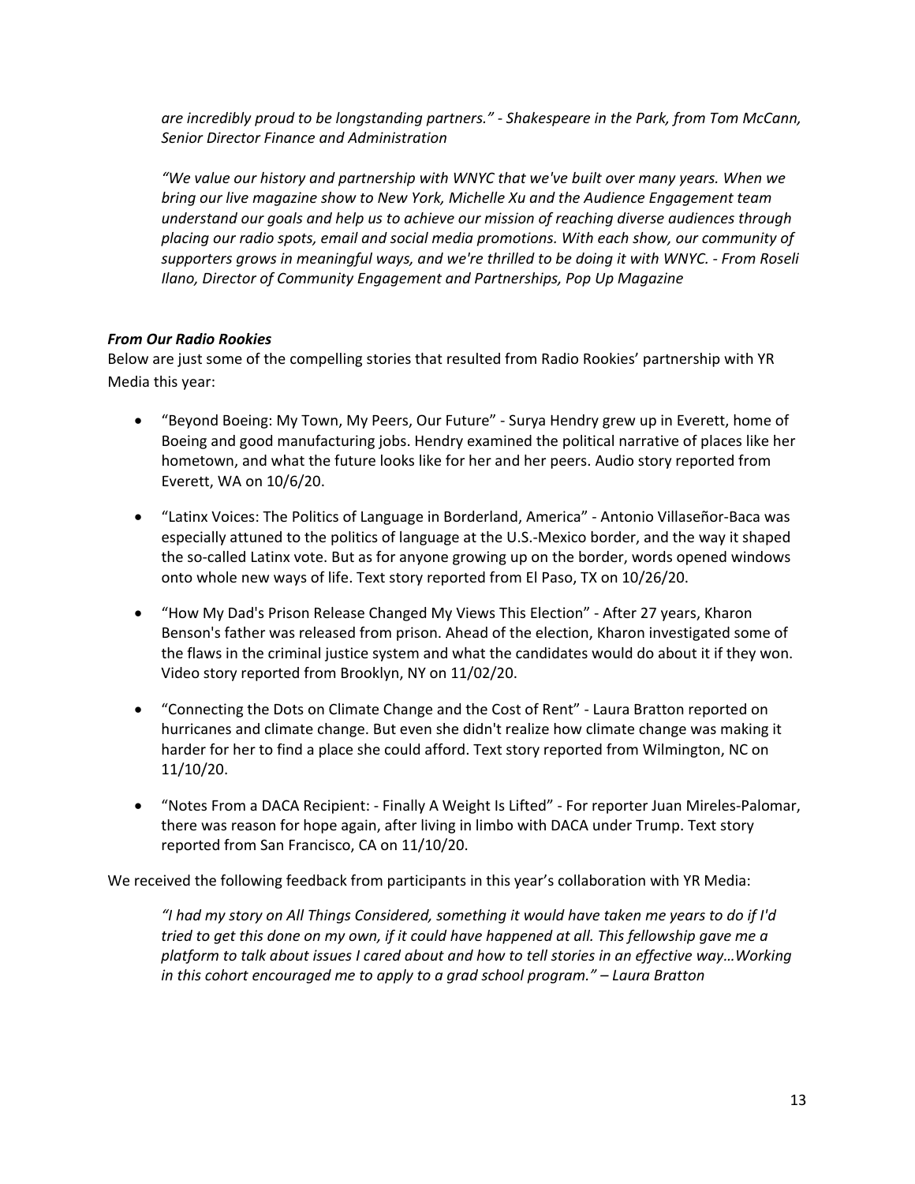*are incredibly proud to be longstanding partners." - Shakespeare in the Park, from Tom McCann, Senior Director Finance and Administration*

*"We value our history and partnership with WNYC that we've built over many years. When we bring our live magazine show to New York, Michelle Xu and the Audience Engagement team understand our goals and help us to achieve our mission of reaching diverse audiences through placing our radio spots, email and social media promotions. With each show, our community of supporters grows in meaningful ways, and we're thrilled to be doing it with WNYC. - From Roseli Ilano, Director of Community Engagement and Partnerships, Pop Up Magazine*

***From Our Radio Rookies***

Below are just some of the compelling stories that resulted from Radio Rookies' partnership with YR Media this year:

- "Beyond Boeing: My Town, My Peers, Our Future" - Surya Hendry grew up in Everett, home of Boeing and good manufacturing jobs. Hendry examined the political narrative of places like her hometown, and what the future looks like for her and her peers. Audio story reported from Everett, WA on 10/6/20.
- "Latinx Voices: The Politics of Language in Borderland, America" - Antonio Villaseñor-Baca was especially attuned to the politics of language at the U.S.-Mexico border, and the way it shaped the so-called Latinx vote. But as for anyone growing up on the border, words opened windows onto whole new ways of life. Text story reported from El Paso, TX on 10/26/20.
- "How My Dad's Prison Release Changed My Views This Election" - After 27 years, Kharon Benson's father was released from prison. Ahead of the election, Kharon investigated some of the flaws in the criminal justice system and what the candidates would do about it if they won. Video story reported from Brooklyn, NY on 11/02/20.
- "Connecting the Dots on Climate Change and the Cost of Rent" - Laura Bratton reported on hurricanes and climate change. But even she didn't realize how climate change was making it harder for her to find a place she could afford. Text story reported from Wilmington, NC on 11/10/20.
- "Notes From a DACA Recipient: - Finally A Weight Is Lifted" - For reporter Juan Mireles-Palomar, there was reason for hope again, after living in limbo with DACA under Trump. Text story reported from San Francisco, CA on 11/10/20.

We received the following feedback from participants in this year's collaboration with YR Media:

*"I had my story on All Things Considered, something it would have taken me years to do if I'd tried to get this done on my own, if it could have happened at all. This fellowship gave me a platform to talk about issues I cared about and how to tell stories in an effective way…Working in this cohort encouraged me to apply to a grad school program." – Laura Bratton*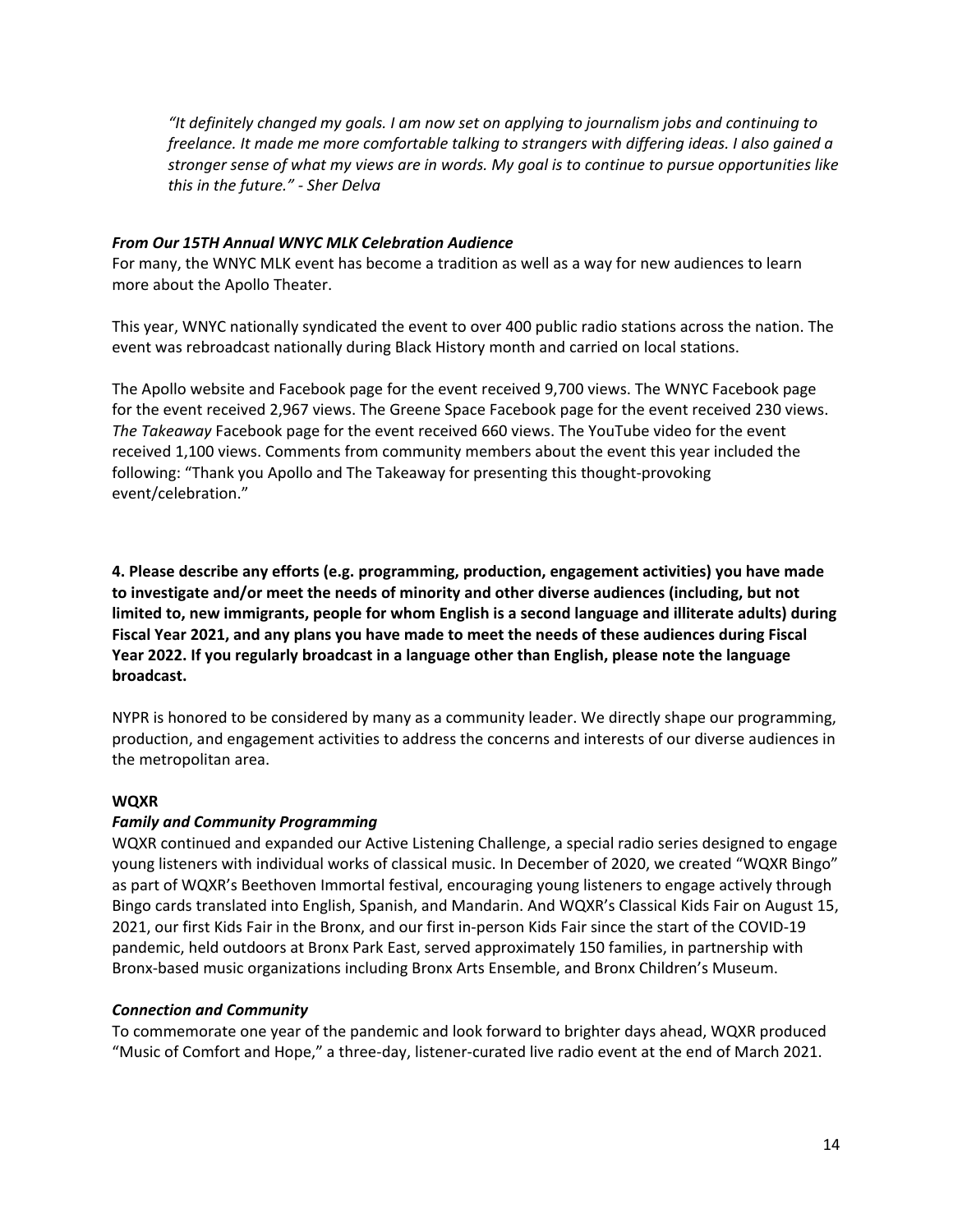*"It definitely changed my goals. I am now set on applying to journalism jobs and continuing to freelance. It made me more comfortable talking to strangers with differing ideas. I also gained a stronger sense of what my views are in words. My goal is to continue to pursue opportunities like this in the future." - Sher Delva*

***From Our 15TH Annual WNYC MLK Celebration Audience***

For many, the WNYC MLK event has become a tradition as well as a way for new audiences to learn more about the Apollo Theater.

This year, WNYC nationally syndicated the event to over 400 public radio stations across the nation. The event was rebroadcast nationally during Black History month and carried on local stations.

The Apollo website and Facebook page for the event received 9,700 views. The WNYC Facebook page for the event received 2,967 views. The Greene Space Facebook page for the event received 230 views. *The Takeaway* Facebook page for the event received 660 views. The YouTube video for the event received 1,100 views. Comments from community members about the event this year included the following: "Thank you Apollo and The Takeaway for presenting this thought-provoking event/celebration."

**4. Please describe any efforts (e.g. programming, production, engagement activities) you have made to investigate and/or meet the needs of minority and other diverse audiences (including, but not limited to, new immigrants, people for whom English is a second language and illiterate adults) during Fiscal Year 2021, and any plans you have made to meet the needs of these audiences during Fiscal Year 2022. If you regularly broadcast in a language other than English, please note the language broadcast.**

NYPR is honored to be considered by many as a community leader. We directly shape our programming, production, and engagement activities to address the concerns and interests of our diverse audiences in the metropolitan area.

**WQXR**

***Family and Community Programming***

WQXR continued and expanded our Active Listening Challenge, a special radio series designed to engage young listeners with individual works of classical music. In December of 2020, we created "WQXR Bingo" as part of WQXR's Beethoven Immortal festival, encouraging young listeners to engage actively through Bingo cards translated into English, Spanish, and Mandarin. And WQXR's Classical Kids Fair on August 15, 2021, our first Kids Fair in the Bronx, and our first in-person Kids Fair since the start of the COVID-19 pandemic, held outdoors at Bronx Park East, served approximately 150 families, in partnership with Bronx-based music organizations including Bronx Arts Ensemble, and Bronx Children's Museum.

***Connection and Community***

To commemorate one year of the pandemic and look forward to brighter days ahead, WQXR produced "Music of Comfort and Hope," a three-day, listener-curated live radio event at the end of March 2021.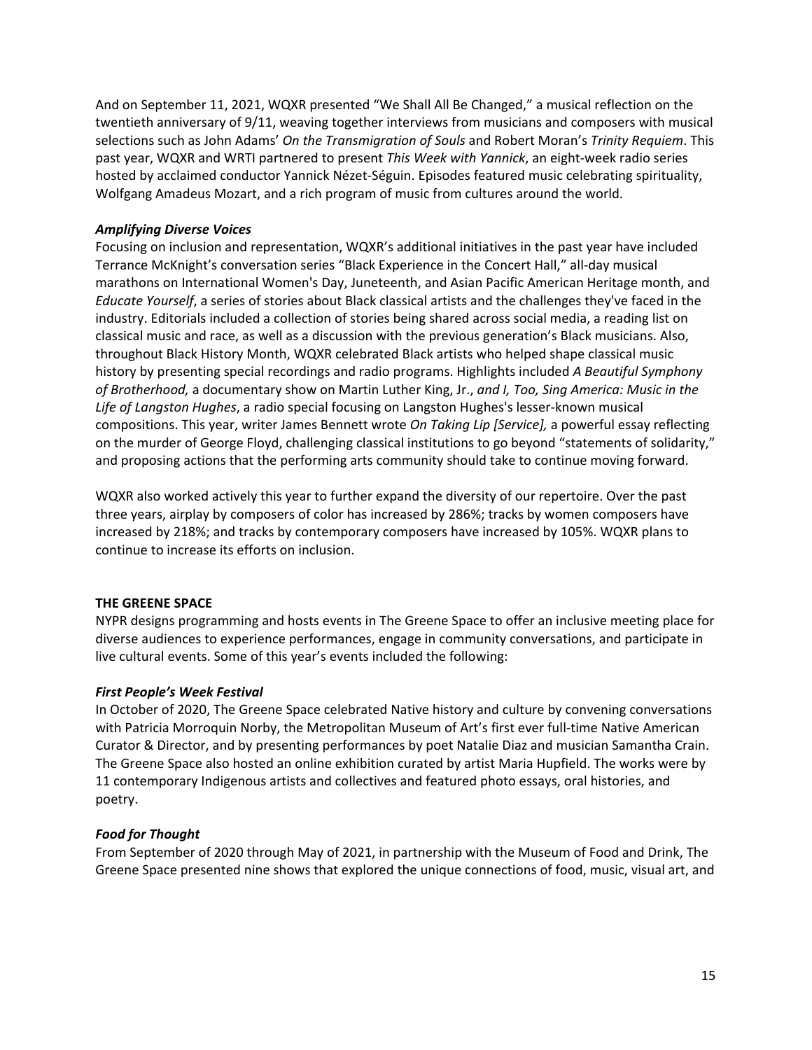And on September 11, 2021, WQXR presented "We Shall All Be Changed," a musical reflection on the twentieth anniversary of 9/11, weaving together interviews from musicians and composers with musical selections such as John Adams' *On the Transmigration of Souls* and Robert Moran's *Trinity Requiem*. This past year, WQXR and WRTI partnered to present *This Week with Yannick*, an eight-week radio series hosted by acclaimed conductor Yannick Nézet-Séguin. Episodes featured music celebrating spirituality, Wolfgang Amadeus Mozart, and a rich program of music from cultures around the world.

***Amplifying Diverse Voices***

Focusing on inclusion and representation, WQXR's additional initiatives in the past year have included Terrance McKnight's conversation series "Black Experience in the Concert Hall," all-day musical marathons on International Women's Day, Juneteenth, and Asian Pacific American Heritage month, and *Educate Yourself*, a series of stories about Black classical artists and the challenges they've faced in the industry. Editorials included a collection of stories being shared across social media, a reading list on classical music and race, as well as a discussion with the previous generation's Black musicians. Also, throughout Black History Month, WQXR celebrated Black artists who helped shape classical music history by presenting special recordings and radio programs. Highlights included *A Beautiful Symphony of Brotherhood,* a documentary show on Martin Luther King, Jr., *and I, Too, Sing America: Music in the Life of Langston Hughes*, a radio special focusing on Langston Hughes's lesser-known musical compositions. This year, writer James Bennett wrote *On Taking Lip [Service],* a powerful essay reflecting on the murder of George Floyd, challenging classical institutions to go beyond "statements of solidarity," and proposing actions that the performing arts community should take to continue moving forward.

WQXR also worked actively this year to further expand the diversity of our repertoire. Over the past three years, airplay by composers of color has increased by 286%; tracks by women composers have increased by 218%; and tracks by contemporary composers have increased by 105%. WQXR plans to continue to increase its efforts on inclusion.

**THE GREENE SPACE**

NYPR designs programming and hosts events in The Greene Space to offer an inclusive meeting place for diverse audiences to experience performances, engage in community conversations, and participate in live cultural events. Some of this year's events included the following:

***First People's Week Festival***

In October of 2020, The Greene Space celebrated Native history and culture by convening conversations with Patricia Morroquin Norby, the Metropolitan Museum of Art's first ever full-time Native American Curator & Director, and by presenting performances by poet Natalie Diaz and musician Samantha Crain. The Greene Space also hosted an online exhibition curated by artist Maria Hupfield. The works were by 11 contemporary Indigenous artists and collectives and featured photo essays, oral histories, and poetry.

***Food for Thought***

From September of 2020 through May of 2021, in partnership with the Museum of Food and Drink, The Greene Space presented nine shows that explored the unique connections of food, music, visual art, and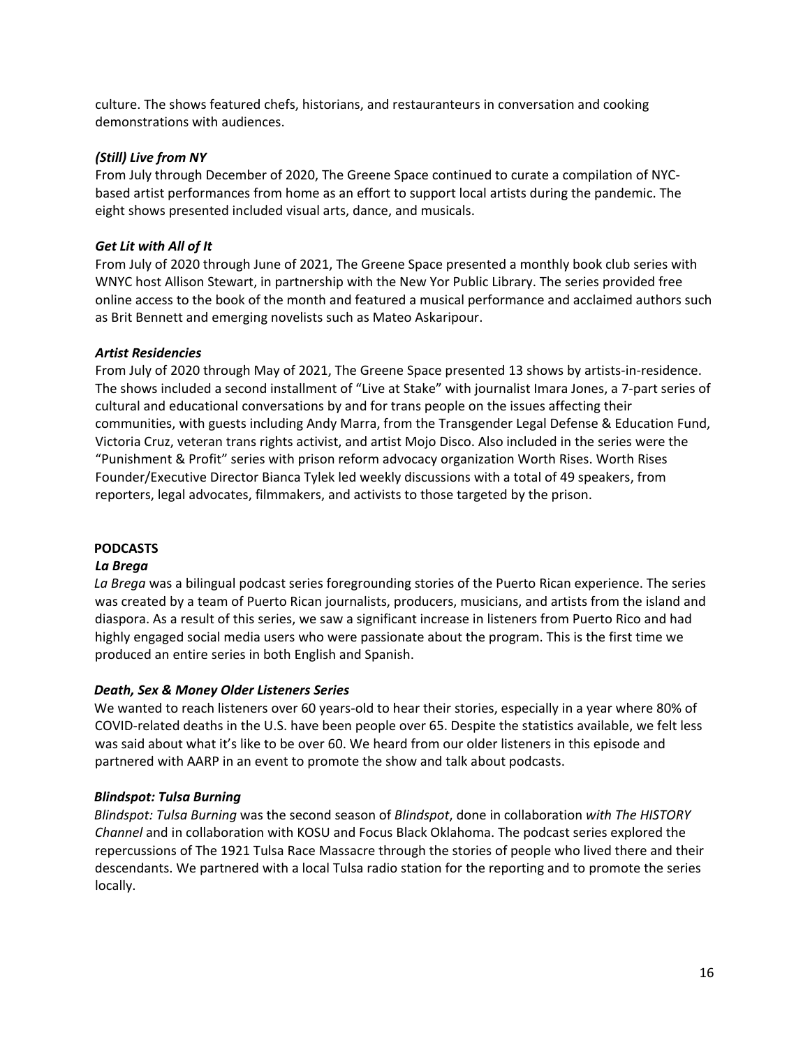culture. The shows featured chefs, historians, and restauranteurs in conversation and cooking demonstrations with audiences.

***(Still) Live from NY***

From July through December of 2020, The Greene Space continued to curate a compilation of NYC-based artist performances from home as an effort to support local artists during the pandemic. The eight shows presented included visual arts, dance, and musicals.

***Get Lit with All of It***

From July of 2020 through June of 2021, The Greene Space presented a monthly book club series with WNYC host Allison Stewart, in partnership with the New Yor Public Library. The series provided free online access to the book of the month and featured a musical performance and acclaimed authors such as Brit Bennett and emerging novelists such as Mateo Askaripour.

***Artist Residencies***

From July of 2020 through May of 2021, The Greene Space presented 13 shows by artists-in-residence. The shows included a second installment of "Live at Stake" with journalist Imara Jones, a 7-part series of cultural and educational conversations by and for trans people on the issues affecting their communities, with guests including Andy Marra, from the Transgender Legal Defense & Education Fund, Victoria Cruz, veteran trans rights activist, and artist Mojo Disco. Also included in the series were the "Punishment & Profit" series with prison reform advocacy organization Worth Rises. Worth Rises Founder/Executive Director Bianca Tylek led weekly discussions with a total of 49 speakers, from reporters, legal advocates, filmmakers, and activists to those targeted by the prison.

## PODCASTS

***La Brega***

*La Brega* was a bilingual podcast series foregrounding stories of the Puerto Rican experience. The series was created by a team of Puerto Rican journalists, producers, musicians, and artists from the island and diaspora. As a result of this series, we saw a significant increase in listeners from Puerto Rico and had highly engaged social media users who were passionate about the program. This is the first time we produced an entire series in both English and Spanish.

***Death, Sex & Money Older Listeners Series***

We wanted to reach listeners over 60 years-old to hear their stories, especially in a year where 80% of COVID-related deaths in the U.S. have been people over 65. Despite the statistics available, we felt less was said about what it's like to be over 60. We heard from our older listeners in this episode and partnered with AARP in an event to promote the show and talk about podcasts.

***Blindspot: Tulsa Burning***

*Blindspot: Tulsa Burning* was the second season of *Blindspot*, done in collaboration *with The HISTORY Channel* and in collaboration with KOSU and Focus Black Oklahoma. The podcast series explored the repercussions of The 1921 Tulsa Race Massacre through the stories of people who lived there and their descendants. We partnered with a local Tulsa radio station for the reporting and to promote the series locally.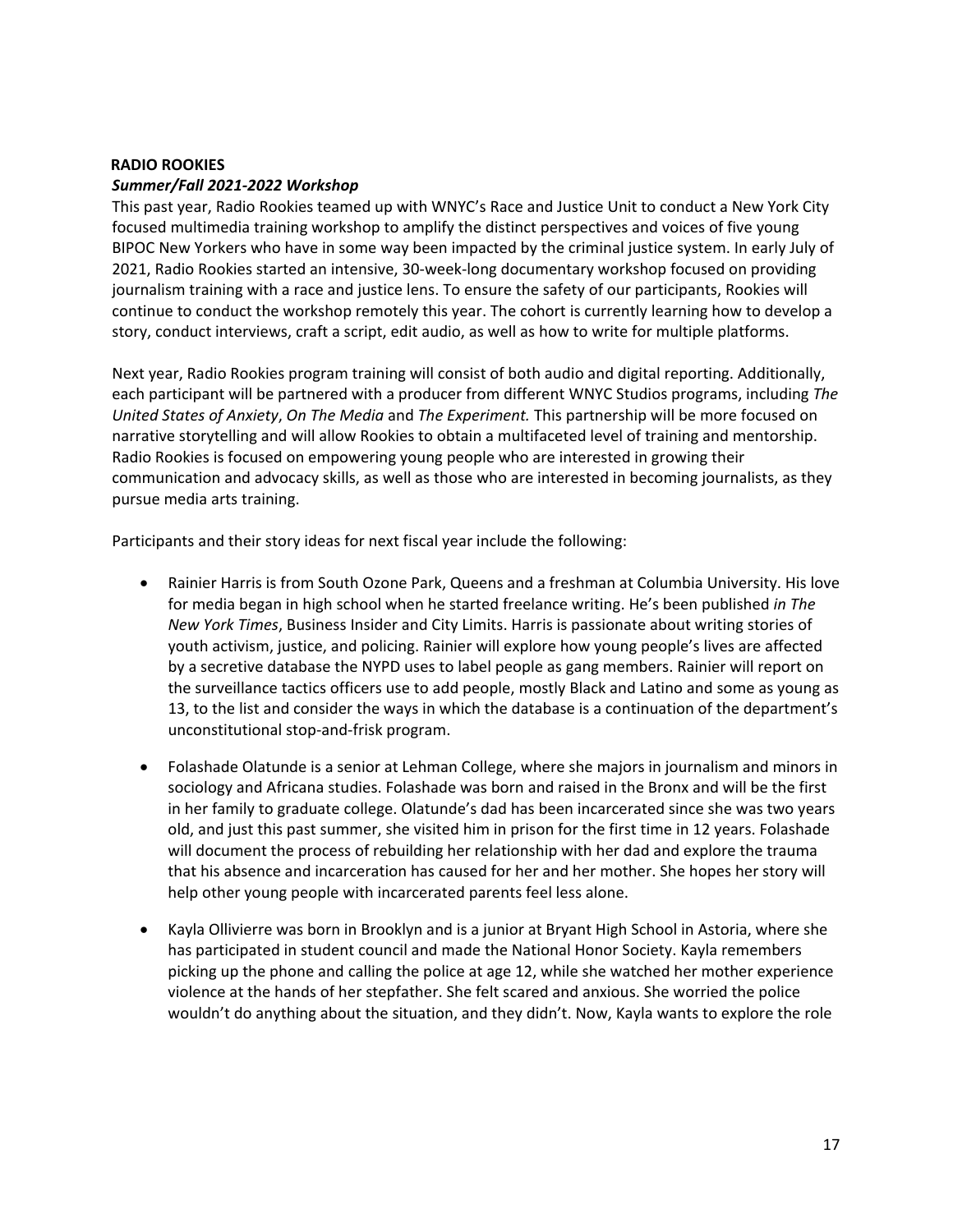**RADIO ROOKIES**

***Summer/Fall 2021-2022 Workshop***

This past year, Radio Rookies teamed up with WNYC's Race and Justice Unit to conduct a New York City focused multimedia training workshop to amplify the distinct perspectives and voices of five young BIPOC New Yorkers who have in some way been impacted by the criminal justice system. In early July of 2021, Radio Rookies started an intensive, 30-week-long documentary workshop focused on providing journalism training with a race and justice lens. To ensure the safety of our participants, Rookies will continue to conduct the workshop remotely this year. The cohort is currently learning how to develop a story, conduct interviews, craft a script, edit audio, as well as how to write for multiple platforms.

Next year, Radio Rookies program training will consist of both audio and digital reporting. Additionally, each participant will be partnered with a producer from different WNYC Studios programs, including *The United States of Anxiety*, *On The Media* and *The Experiment.* This partnership will be more focused on narrative storytelling and will allow Rookies to obtain a multifaceted level of training and mentorship. Radio Rookies is focused on empowering young people who are interested in growing their communication and advocacy skills, as well as those who are interested in becoming journalists, as they pursue media arts training.

Participants and their story ideas for next fiscal year include the following:

- Rainier Harris is from South Ozone Park, Queens and a freshman at Columbia University. His love for media began in high school when he started freelance writing. He's been published *in The New York Times*, Business Insider and City Limits. Harris is passionate about writing stories of youth activism, justice, and policing. Rainier will explore how young people's lives are affected by a secretive database the NYPD uses to label people as gang members. Rainier will report on the surveillance tactics officers use to add people, mostly Black and Latino and some as young as 13, to the list and consider the ways in which the database is a continuation of the department's unconstitutional stop-and-frisk program.

- Folashade Olatunde is a senior at Lehman College, where she majors in journalism and minors in sociology and Africana studies. Folashade was born and raised in the Bronx and will be the first in her family to graduate college. Olatunde's dad has been incarcerated since she was two years old, and just this past summer, she visited him in prison for the first time in 12 years. Folashade will document the process of rebuilding her relationship with her dad and explore the trauma that his absence and incarceration has caused for her and her mother. She hopes her story will help other young people with incarcerated parents feel less alone.

- Kayla Ollivierre was born in Brooklyn and is a junior at Bryant High School in Astoria, where she has participated in student council and made the National Honor Society. Kayla remembers picking up the phone and calling the police at age 12, while she watched her mother experience violence at the hands of her stepfather. She felt scared and anxious. She worried the police wouldn't do anything about the situation, and they didn't. Now, Kayla wants to explore the role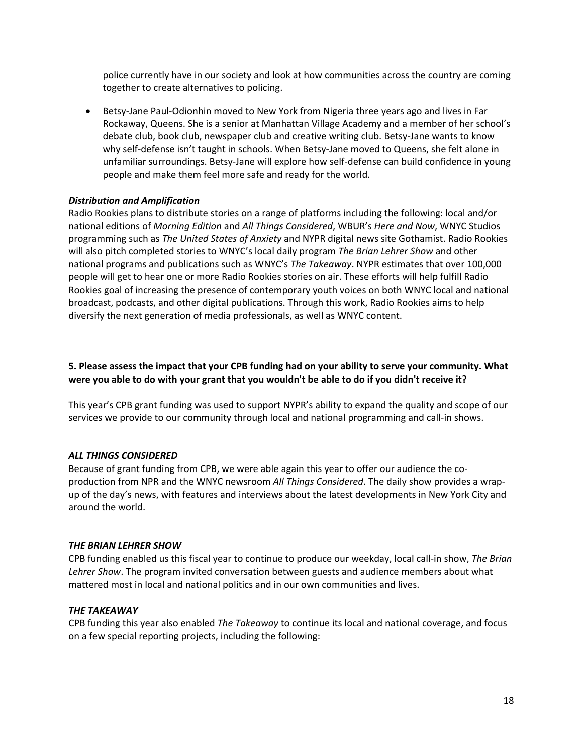police currently have in our society and look at how communities across the country are coming together to create alternatives to policing.

- Betsy-Jane Paul-Odionhin moved to New York from Nigeria three years ago and lives in Far Rockaway, Queens. She is a senior at Manhattan Village Academy and a member of her school's debate club, book club, newspaper club and creative writing club. Betsy-Jane wants to know why self-defense isn't taught in schools. When Betsy-Jane moved to Queens, she felt alone in unfamiliar surroundings. Betsy-Jane will explore how self-defense can build confidence in young people and make them feel more safe and ready for the world.

***Distribution and Amplification***

Radio Rookies plans to distribute stories on a range of platforms including the following: local and/or national editions of *Morning Edition* and *All Things Considered*, WBUR's *Here and Now*, WNYC Studios programming such as *The United States of Anxiety* and NYPR digital news site Gothamist. Radio Rookies will also pitch completed stories to WNYC's local daily program *The Brian Lehrer Show* and other national programs and publications such as WNYC's *The Takeaway*. NYPR estimates that over 100,000 people will get to hear one or more Radio Rookies stories on air. These efforts will help fulfill Radio Rookies goal of increasing the presence of contemporary youth voices on both WNYC local and national broadcast, podcasts, and other digital publications. Through this work, Radio Rookies aims to help diversify the next generation of media professionals, as well as WNYC content.

**5. Please assess the impact that your CPB funding had on your ability to serve your community. What were you able to do with your grant that you wouldn't be able to do if you didn't receive it?**

This year's CPB grant funding was used to support NYPR's ability to expand the quality and scope of our services we provide to our community through local and national programming and call-in shows.

***ALL THINGS CONSIDERED***

Because of grant funding from CPB, we were able again this year to offer our audience the co-production from NPR and the WNYC newsroom *All Things Considered*. The daily show provides a wrap-up of the day's news, with features and interviews about the latest developments in New York City and around the world.

***THE BRIAN LEHRER SHOW***

CPB funding enabled us this fiscal year to continue to produce our weekday, local call-in show, *The Brian Lehrer Show*. The program invited conversation between guests and audience members about what mattered most in local and national politics and in our own communities and lives.

***THE TAKEAWAY***

CPB funding this year also enabled *The Takeaway* to continue its local and national coverage, and focus on a few special reporting projects, including the following: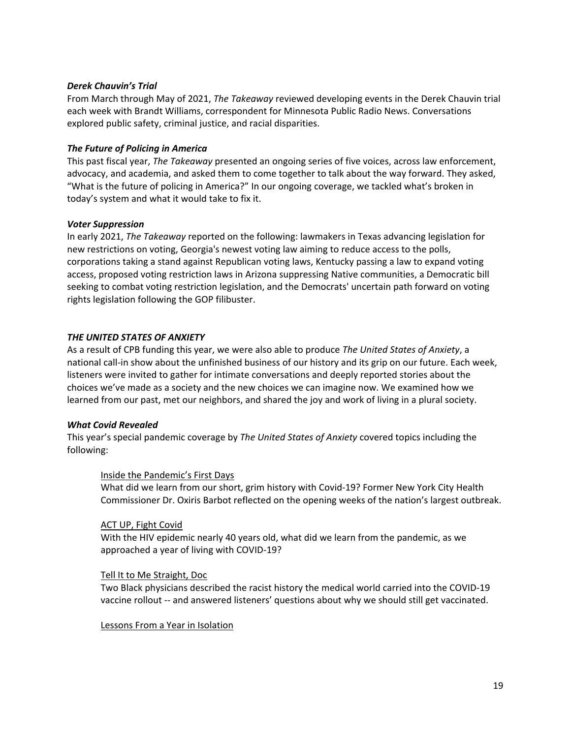***Derek Chauvin's Trial***

From March through May of 2021, *The Takeaway* reviewed developing events in the Derek Chauvin trial each week with Brandt Williams, correspondent for Minnesota Public Radio News. Conversations explored public safety, criminal justice, and racial disparities.

***The Future of Policing in America***

This past fiscal year, *The Takeaway* presented an ongoing series of five voices, across law enforcement, advocacy, and academia, and asked them to come together to talk about the way forward. They asked, "What is the future of policing in America?" In our ongoing coverage, we tackled what's broken in today's system and what it would take to fix it.

***Voter Suppression***

In early 2021, *The Takeaway* reported on the following: lawmakers in Texas advancing legislation for new restrictions on voting, Georgia's newest voting law aiming to reduce access to the polls, corporations taking a stand against Republican voting laws, Kentucky passing a law to expand voting access, proposed voting restriction laws in Arizona suppressing Native communities, a Democratic bill seeking to combat voting restriction legislation, and the Democrats' uncertain path forward on voting rights legislation following the GOP filibuster.

***THE UNITED STATES OF ANXIETY***

As a result of CPB funding this year, we were also able to produce *The United States of Anxiety*, a national call-in show about the unfinished business of our history and its grip on our future. Each week, listeners were invited to gather for intimate conversations and deeply reported stories about the choices we've made as a society and the new choices we can imagine now. We examined how we learned from our past, met our neighbors, and shared the joy and work of living in a plural society.

***What Covid Revealed***

This year's special pandemic coverage by *The United States of Anxiety* covered topics including the following:

<u>Inside the Pandemic's First Days</u>
What did we learn from our short, grim history with Covid-19? Former New York City Health Commissioner Dr. Oxiris Barbot reflected on the opening weeks of the nation's largest outbreak.

<u>ACT UP, Fight Covid</u>
With the HIV epidemic nearly 40 years old, what did we learn from the pandemic, as we approached a year of living with COVID-19?

<u>Tell It to Me Straight, Doc</u>
Two Black physicians described the racist history the medical world carried into the COVID-19 vaccine rollout -- and answered listeners' questions about why we should still get vaccinated.

<u>Lessons From a Year in Isolation</u>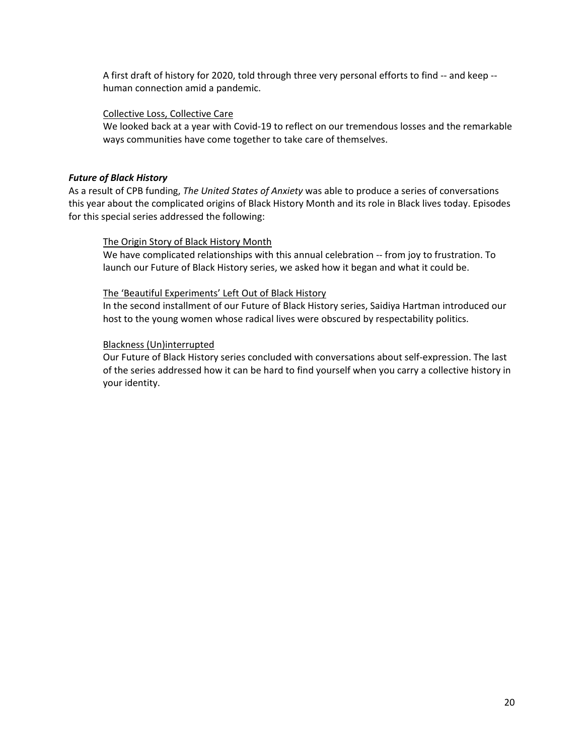A first draft of history for 2020, told through three very personal efforts to find -- and keep -- human connection amid a pandemic.

Collective Loss, Collective Care

We looked back at a year with Covid-19 to reflect on our tremendous losses and the remarkable ways communities have come together to take care of themselves.

***Future of Black History***

As a result of CPB funding, *The United States of Anxiety* was able to produce a series of conversations this year about the complicated origins of Black History Month and its role in Black lives today. Episodes for this special series addressed the following:

The Origin Story of Black History Month

We have complicated relationships with this annual celebration -- from joy to frustration. To launch our Future of Black History series, we asked how it began and what it could be.

The 'Beautiful Experiments' Left Out of Black History

In the second installment of our Future of Black History series, Saidiya Hartman introduced our host to the young women whose radical lives were obscured by respectability politics.

Blackness (Un)interrupted

Our Future of Black History series concluded with conversations about self-expression. The last of the series addressed how it can be hard to find yourself when you carry a collective history in your identity.